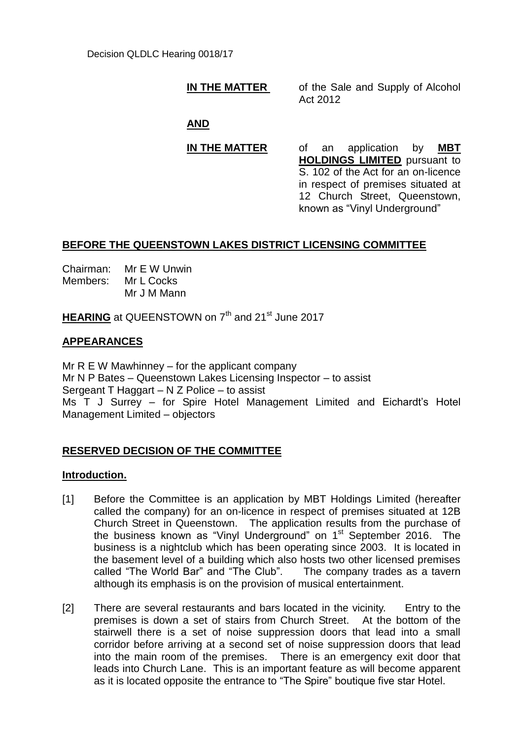Decision QLDLC Hearing 0018/17

**IN THE MATTER** of the Sale and Supply of Alcohol Act 2012

**AND**

**IN THE MATTER** of an application by **MBT HOLDINGS LIMITED** pursuant to S. 102 of the Act for an on-licence in respect of premises situated at 12 Church Street, Queenstown, known as "Vinyl Underground"

## BEFORE THE QUEENSTOWN LAKES DISTRICT LICENSING COMMITTEE

Chairman: Mr E W Unwin
Members: Mr L Cocks
Mr J M Mann

**HEARING** at QUEENSTOWN on 7th and 21st June 2017

## APPEARANCES

Mr R E W Mawhinney – for the applicant company
Mr N P Bates – Queenstown Lakes Licensing Inspector – to assist
Sergeant T Haggart – N Z Police – to assist
Ms T J Surrey – for Spire Hotel Management Limited and Eichardt's Hotel Management Limited – objectors

## RESERVED DECISION OF THE COMMITTEE

### Introduction.

[1] Before the Committee is an application by MBT Holdings Limited (hereafter called the company) for an on-licence in respect of premises situated at 12B Church Street in Queenstown. The application results from the purchase of the business known as "Vinyl Underground" on 1st September 2016. The business is a nightclub which has been operating since 2003. It is located in the basement level of a building which also hosts two other licensed premises called "The World Bar" and "The Club". The company trades as a tavern although its emphasis is on the provision of musical entertainment.

[2] There are several restaurants and bars located in the vicinity. Entry to the premises is down a set of stairs from Church Street. At the bottom of the stairwell there is a set of noise suppression doors that lead into a small corridor before arriving at a second set of noise suppression doors that lead into the main room of the premises. There is an emergency exit door that leads into Church Lane. This is an important feature as will become apparent as it is located opposite the entrance to "The Spire" boutique five star Hotel.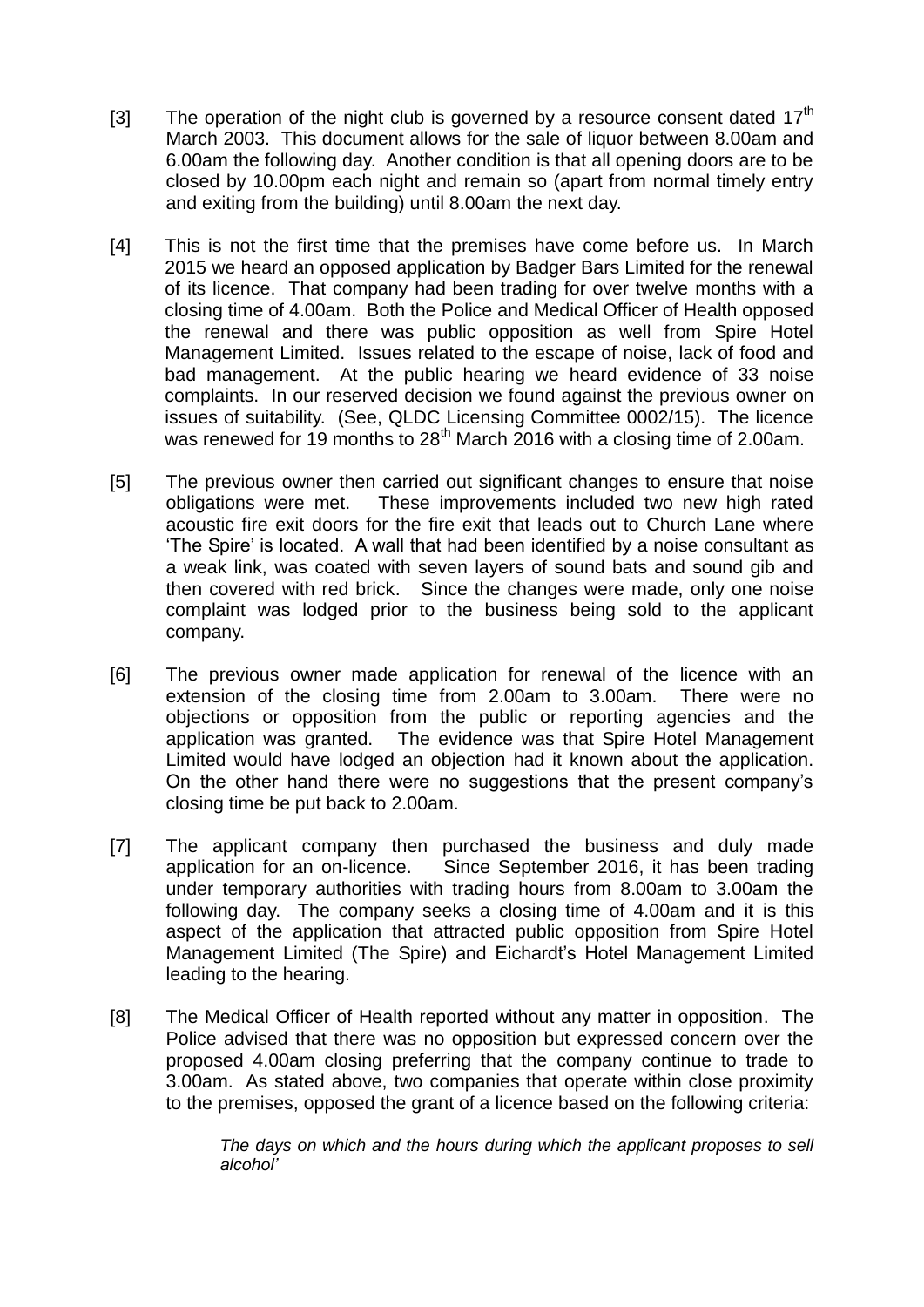[3] The operation of the night club is governed by a resource consent dated 17th March 2003. This document allows for the sale of liquor between 8.00am and 6.00am the following day. Another condition is that all opening doors are to be closed by 10.00pm each night and remain so (apart from normal timely entry and exiting from the building) until 8.00am the next day.

[4] This is not the first time that the premises have come before us. In March 2015 we heard an opposed application by Badger Bars Limited for the renewal of its licence. That company had been trading for over twelve months with a closing time of 4.00am. Both the Police and Medical Officer of Health opposed the renewal and there was public opposition as well from Spire Hotel Management Limited. Issues related to the escape of noise, lack of food and bad management. At the public hearing we heard evidence of 33 noise complaints. In our reserved decision we found against the previous owner on issues of suitability. (See, QLDC Licensing Committee 0002/15). The licence was renewed for 19 months to 28th March 2016 with a closing time of 2.00am.

[5] The previous owner then carried out significant changes to ensure that noise obligations were met. These improvements included two new high rated acoustic fire exit doors for the fire exit that leads out to Church Lane where 'The Spire' is located. A wall that had been identified by a noise consultant as a weak link, was coated with seven layers of sound bats and sound gib and then covered with red brick. Since the changes were made, only one noise complaint was lodged prior to the business being sold to the applicant company.

[6] The previous owner made application for renewal of the licence with an extension of the closing time from 2.00am to 3.00am. There were no objections or opposition from the public or reporting agencies and the application was granted. The evidence was that Spire Hotel Management Limited would have lodged an objection had it known about the application. On the other hand there were no suggestions that the present company's closing time be put back to 2.00am.

[7] The applicant company then purchased the business and duly made application for an on-licence. Since September 2016, it has been trading under temporary authorities with trading hours from 8.00am to 3.00am the following day. The company seeks a closing time of 4.00am and it is this aspect of the application that attracted public opposition from Spire Hotel Management Limited (The Spire) and Eichardt's Hotel Management Limited leading to the hearing.

[8] The Medical Officer of Health reported without any matter in opposition. The Police advised that there was no opposition but expressed concern over the proposed 4.00am closing preferring that the company continue to trade to 3.00am. As stated above, two companies that operate within close proximity to the premises, opposed the grant of a licence based on the following criteria:

> *The days on which and the hours during which the applicant proposes to sell alcohol'*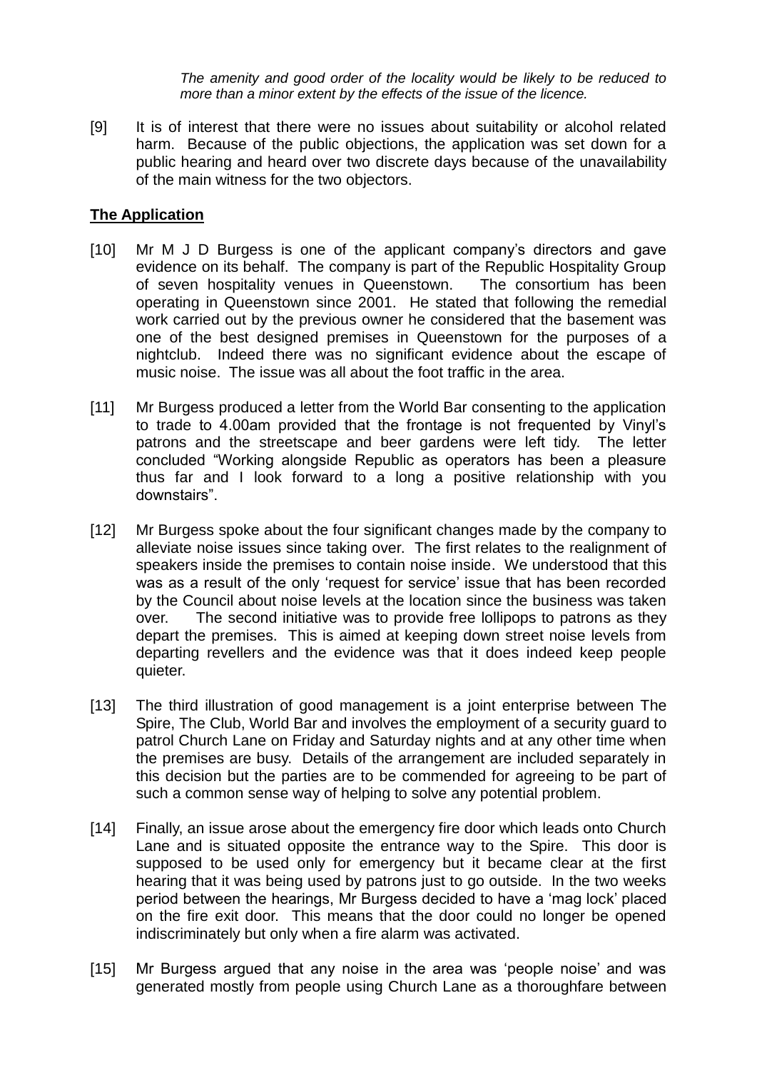*The amenity and good order of the locality would be likely to be reduced to more than a minor extent by the effects of the issue of the licence.*

[9] It is of interest that there were no issues about suitability or alcohol related harm. Because of the public objections, the application was set down for a public hearing and heard over two discrete days because of the unavailability of the main witness for the two objectors.

## The Application

[10] Mr M J D Burgess is one of the applicant company's directors and gave evidence on its behalf. The company is part of the Republic Hospitality Group of seven hospitality venues in Queenstown. The consortium has been operating in Queenstown since 2001. He stated that following the remedial work carried out by the previous owner he considered that the basement was one of the best designed premises in Queenstown for the purposes of a nightclub. Indeed there was no significant evidence about the escape of music noise. The issue was all about the foot traffic in the area.

[11] Mr Burgess produced a letter from the World Bar consenting to the application to trade to 4.00am provided that the frontage is not frequented by Vinyl's patrons and the streetscape and beer gardens were left tidy. The letter concluded "Working alongside Republic as operators has been a pleasure thus far and I look forward to a long a positive relationship with you downstairs".

[12] Mr Burgess spoke about the four significant changes made by the company to alleviate noise issues since taking over. The first relates to the realignment of speakers inside the premises to contain noise inside. We understood that this was as a result of the only 'request for service' issue that has been recorded by the Council about noise levels at the location since the business was taken over. The second initiative was to provide free lollipops to patrons as they depart the premises. This is aimed at keeping down street noise levels from departing revellers and the evidence was that it does indeed keep people quieter.

[13] The third illustration of good management is a joint enterprise between The Spire, The Club, World Bar and involves the employment of a security guard to patrol Church Lane on Friday and Saturday nights and at any other time when the premises are busy. Details of the arrangement are included separately in this decision but the parties are to be commended for agreeing to be part of such a common sense way of helping to solve any potential problem.

[14] Finally, an issue arose about the emergency fire door which leads onto Church Lane and is situated opposite the entrance way to the Spire. This door is supposed to be used only for emergency but it became clear at the first hearing that it was being used by patrons just to go outside. In the two weeks period between the hearings, Mr Burgess decided to have a 'mag lock' placed on the fire exit door. This means that the door could no longer be opened indiscriminately but only when a fire alarm was activated.

[15] Mr Burgess argued that any noise in the area was 'people noise' and was generated mostly from people using Church Lane as a thoroughfare between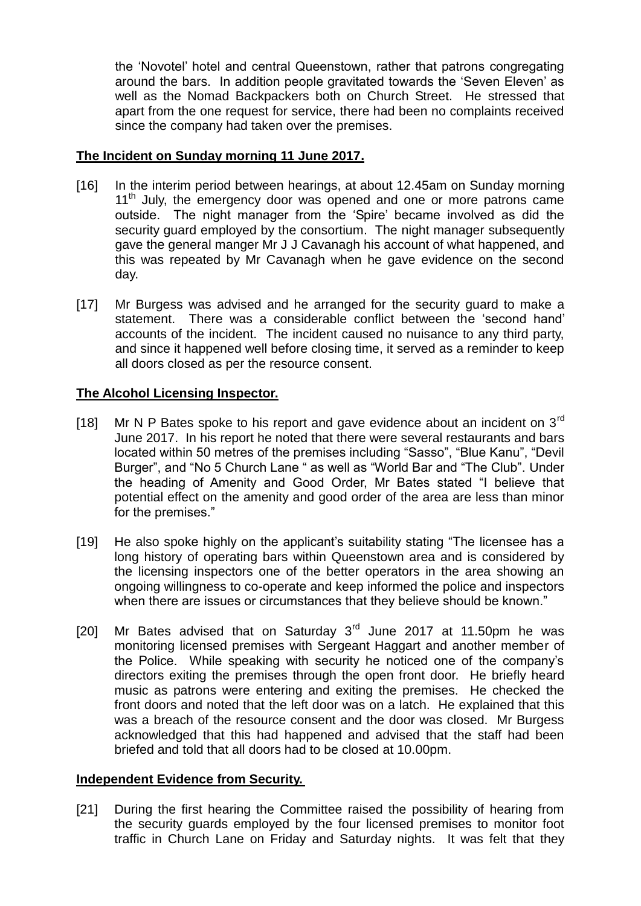the 'Novotel' hotel and central Queenstown, rather that patrons congregating around the bars. In addition people gravitated towards the 'Seven Eleven' as well as the Nomad Backpackers both on Church Street. He stressed that apart from the one request for service, there had been no complaints received since the company had taken over the premises.

**The Incident on Sunday morning 11 June 2017.**

[16] In the interim period between hearings, at about 12.45am on Sunday morning 11th July, the emergency door was opened and one or more patrons came outside. The night manager from the 'Spire' became involved as did the security guard employed by the consortium. The night manager subsequently gave the general manger Mr J J Cavanagh his account of what happened, and this was repeated by Mr Cavanagh when he gave evidence on the second day.

[17] Mr Burgess was advised and he arranged for the security guard to make a statement. There was a considerable conflict between the 'second hand' accounts of the incident. The incident caused no nuisance to any third party, and since it happened well before closing time, it served as a reminder to keep all doors closed as per the resource consent.

**The Alcohol Licensing Inspector.**

[18] Mr N P Bates spoke to his report and gave evidence about an incident on 3rd June 2017. In his report he noted that there were several restaurants and bars located within 50 metres of the premises including "Sasso", "Blue Kanu", "Devil Burger", and "No 5 Church Lane " as well as "World Bar and "The Club". Under the heading of Amenity and Good Order, Mr Bates stated "I believe that potential effect on the amenity and good order of the area are less than minor for the premises."

[19] He also spoke highly on the applicant's suitability stating "The licensee has a long history of operating bars within Queenstown area and is considered by the licensing inspectors one of the better operators in the area showing an ongoing willingness to co-operate and keep informed the police and inspectors when there are issues or circumstances that they believe should be known."

[20] Mr Bates advised that on Saturday 3rd June 2017 at 11.50pm he was monitoring licensed premises with Sergeant Haggart and another member of the Police. While speaking with security he noticed one of the company's directors exiting the premises through the open front door. He briefly heard music as patrons were entering and exiting the premises. He checked the front doors and noted that the left door was on a latch. He explained that this was a breach of the resource consent and the door was closed. Mr Burgess acknowledged that this had happened and advised that the staff had been briefed and told that all doors had to be closed at 10.00pm.

**Independent Evidence from Security.**

[21] During the first hearing the Committee raised the possibility of hearing from the security guards employed by the four licensed premises to monitor foot traffic in Church Lane on Friday and Saturday nights. It was felt that they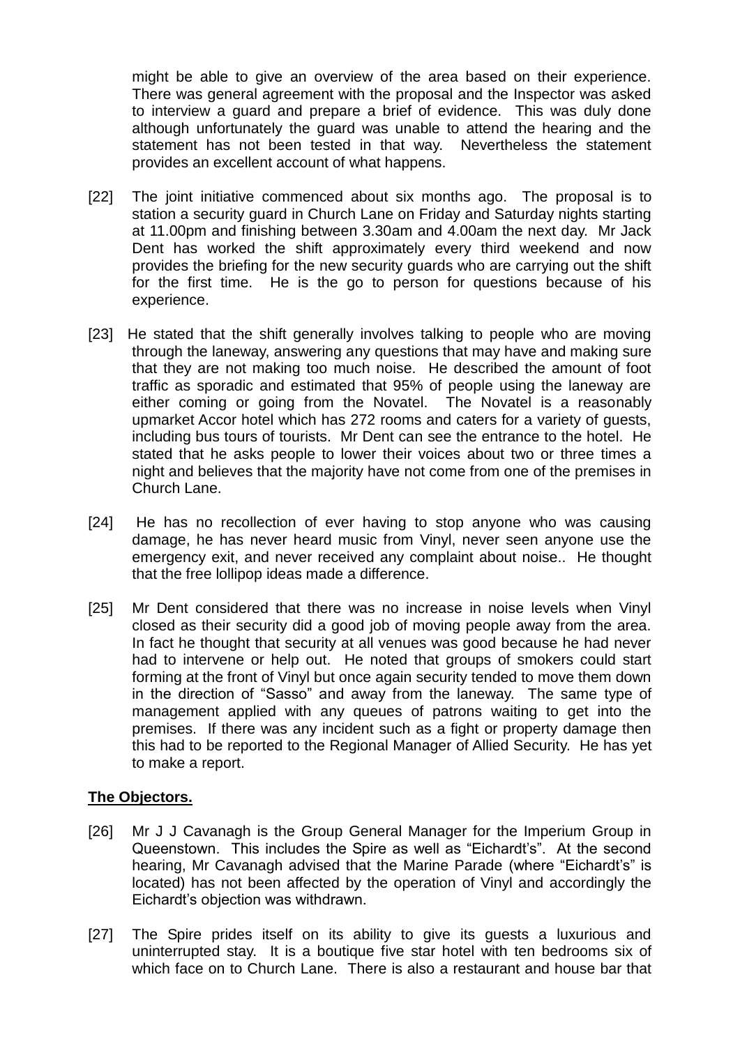might be able to give an overview of the area based on their experience. There was general agreement with the proposal and the Inspector was asked to interview a guard and prepare a brief of evidence. This was duly done although unfortunately the guard was unable to attend the hearing and the statement has not been tested in that way. Nevertheless the statement provides an excellent account of what happens.

[22] The joint initiative commenced about six months ago. The proposal is to station a security guard in Church Lane on Friday and Saturday nights starting at 11.00pm and finishing between 3.30am and 4.00am the next day. Mr Jack Dent has worked the shift approximately every third weekend and now provides the briefing for the new security guards who are carrying out the shift for the first time. He is the go to person for questions because of his experience.

[23] He stated that the shift generally involves talking to people who are moving through the laneway, answering any questions that may have and making sure that they are not making too much noise. He described the amount of foot traffic as sporadic and estimated that 95% of people using the laneway are either coming or going from the Novatel. The Novatel is a reasonably upmarket Accor hotel which has 272 rooms and caters for a variety of guests, including bus tours of tourists. Mr Dent can see the entrance to the hotel. He stated that he asks people to lower their voices about two or three times a night and believes that the majority have not come from one of the premises in Church Lane.

[24] He has no recollection of ever having to stop anyone who was causing damage, he has never heard music from Vinyl, never seen anyone use the emergency exit, and never received any complaint about noise.. He thought that the free lollipop ideas made a difference.

[25] Mr Dent considered that there was no increase in noise levels when Vinyl closed as their security did a good job of moving people away from the area. In fact he thought that security at all venues was good because he had never had to intervene or help out. He noted that groups of smokers could start forming at the front of Vinyl but once again security tended to move them down in the direction of "Sasso" and away from the laneway. The same type of management applied with any queues of patrons waiting to get into the premises. If there was any incident such as a fight or property damage then this had to be reported to the Regional Manager of Allied Security. He has yet to make a report.

**The Objectors.**

[26] Mr J J Cavanagh is the Group General Manager for the Imperium Group in Queenstown. This includes the Spire as well as "Eichardt's". At the second hearing, Mr Cavanagh advised that the Marine Parade (where "Eichardt's" is located) has not been affected by the operation of Vinyl and accordingly the Eichardt's objection was withdrawn.

[27] The Spire prides itself on its ability to give its guests a luxurious and uninterrupted stay. It is a boutique five star hotel with ten bedrooms six of which face on to Church Lane. There is also a restaurant and house bar that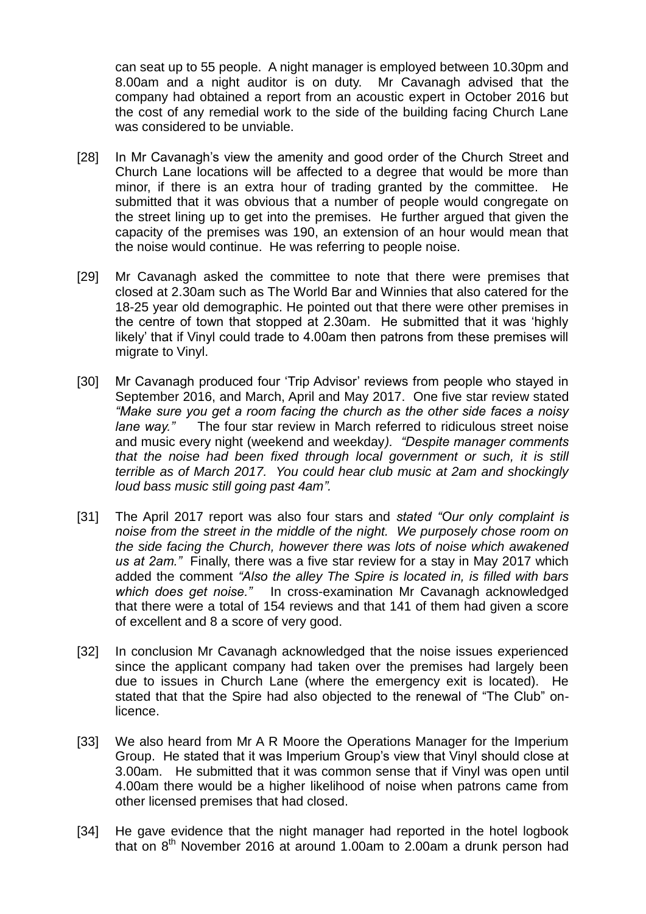can seat up to 55 people. A night manager is employed between 10.30pm and 8.00am and a night auditor is on duty. Mr Cavanagh advised that the company had obtained a report from an acoustic expert in October 2016 but the cost of any remedial work to the side of the building facing Church Lane was considered to be unviable.

[28] In Mr Cavanagh's view the amenity and good order of the Church Street and Church Lane locations will be affected to a degree that would be more than minor, if there is an extra hour of trading granted by the committee. He submitted that it was obvious that a number of people would congregate on the street lining up to get into the premises. He further argued that given the capacity of the premises was 190, an extension of an hour would mean that the noise would continue. He was referring to people noise.

[29] Mr Cavanagh asked the committee to note that there were premises that closed at 2.30am such as The World Bar and Winnies that also catered for the 18-25 year old demographic. He pointed out that there were other premises in the centre of town that stopped at 2.30am. He submitted that it was 'highly likely' that if Vinyl could trade to 4.00am then patrons from these premises will migrate to Vinyl.

[30] Mr Cavanagh produced four 'Trip Advisor' reviews from people who stayed in September 2016, and March, April and May 2017. One five star review stated *"Make sure you get a room facing the church as the other side faces a noisy lane way."* The four star review in March referred to ridiculous street noise and music every night (weekend and weekday*). "Despite manager comments that the noise had been fixed through local government or such, it is still terrible as of March 2017. You could hear club music at 2am and shockingly loud bass music still going past 4am".*

[31] The April 2017 report was also four stars and *stated "Our only complaint is noise from the street in the middle of the night. We purposely chose room on the side facing the Church, however there was lots of noise which awakened us at 2am."* Finally, there was a five star review for a stay in May 2017 which added the comment *"Also the alley The Spire is located in, is filled with bars which does get noise."* In cross-examination Mr Cavanagh acknowledged that there were a total of 154 reviews and that 141 of them had given a score of excellent and 8 a score of very good.

[32] In conclusion Mr Cavanagh acknowledged that the noise issues experienced since the applicant company had taken over the premises had largely been due to issues in Church Lane (where the emergency exit is located). He stated that that the Spire had also objected to the renewal of "The Club" on-licence.

[33] We also heard from Mr A R Moore the Operations Manager for the Imperium Group. He stated that it was Imperium Group's view that Vinyl should close at 3.00am. He submitted that it was common sense that if Vinyl was open until 4.00am there would be a higher likelihood of noise when patrons came from other licensed premises that had closed.

[34] He gave evidence that the night manager had reported in the hotel logbook that on 8th November 2016 at around 1.00am to 2.00am a drunk person had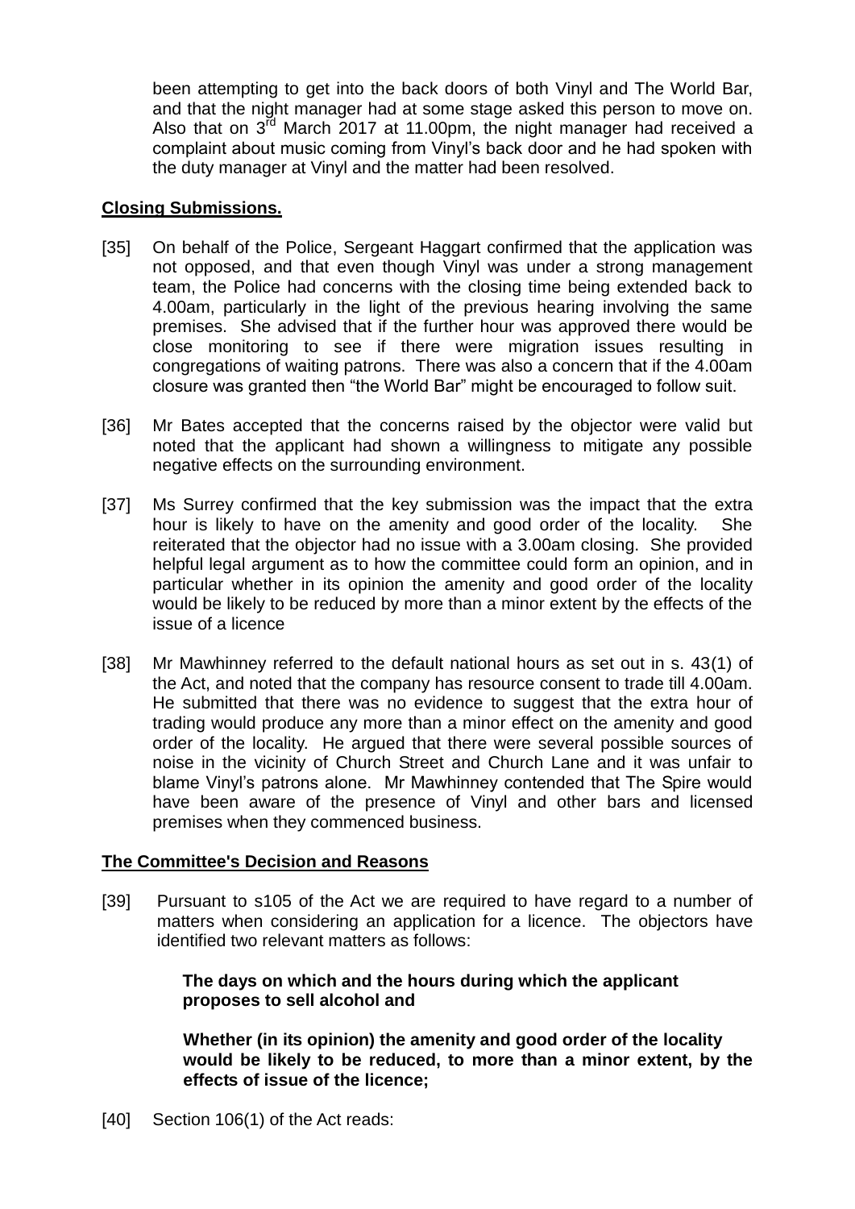been attempting to get into the back doors of both Vinyl and The World Bar, and that the night manager had at some stage asked this person to move on. Also that on 3rd March 2017 at 11.00pm, the night manager had received a complaint about music coming from Vinyl's back door and he had spoken with the duty manager at Vinyl and the matter had been resolved.

**Closing Submissions.**

[35] On behalf of the Police, Sergeant Haggart confirmed that the application was not opposed, and that even though Vinyl was under a strong management team, the Police had concerns with the closing time being extended back to 4.00am, particularly in the light of the previous hearing involving the same premises. She advised that if the further hour was approved there would be close monitoring to see if there were migration issues resulting in congregations of waiting patrons. There was also a concern that if the 4.00am closure was granted then "the World Bar" might be encouraged to follow suit.

[36] Mr Bates accepted that the concerns raised by the objector were valid but noted that the applicant had shown a willingness to mitigate any possible negative effects on the surrounding environment.

[37] Ms Surrey confirmed that the key submission was the impact that the extra hour is likely to have on the amenity and good order of the locality. She reiterated that the objector had no issue with a 3.00am closing. She provided helpful legal argument as to how the committee could form an opinion, and in particular whether in its opinion the amenity and good order of the locality would be likely to be reduced by more than a minor extent by the effects of the issue of a licence

[38] Mr Mawhinney referred to the default national hours as set out in s. 43(1) of the Act, and noted that the company has resource consent to trade till 4.00am. He submitted that there was no evidence to suggest that the extra hour of trading would produce any more than a minor effect on the amenity and good order of the locality. He argued that there were several possible sources of noise in the vicinity of Church Street and Church Lane and it was unfair to blame Vinyl's patrons alone. Mr Mawhinney contended that The Spire would have been aware of the presence of Vinyl and other bars and licensed premises when they commenced business.

**The Committee's Decision and Reasons**

[39] Pursuant to s105 of the Act we are required to have regard to a number of matters when considering an application for a licence. The objectors have identified two relevant matters as follows:

> **The days on which and the hours during which the applicant proposes to sell alcohol and**
>
> **Whether (in its opinion) the amenity and good order of the locality would be likely to be reduced, to more than a minor extent, by the effects of issue of the licence;**

[40] Section 106(1) of the Act reads: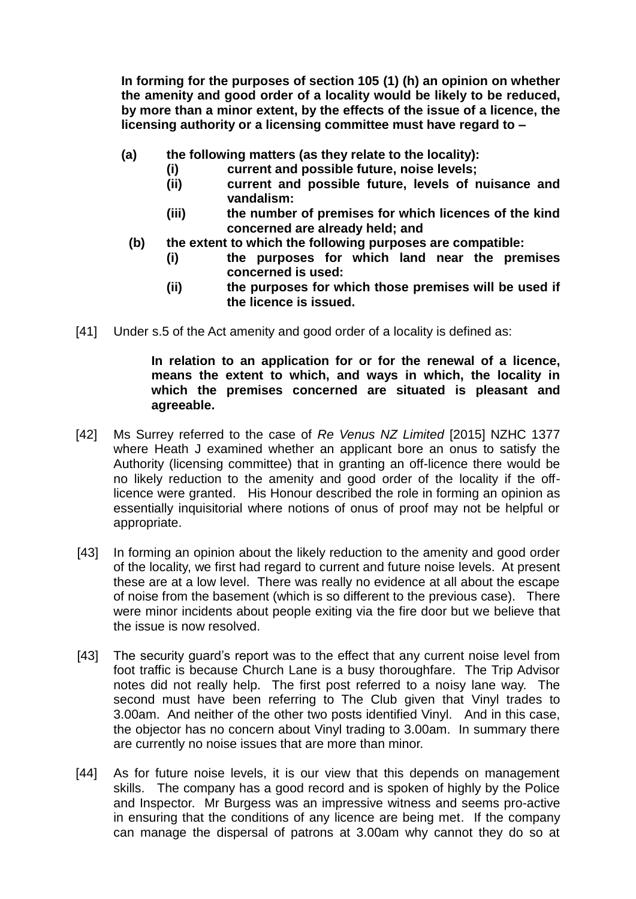**In forming for the purposes of section 105 (1) (h) an opinion on whether the amenity and good order of a locality would be likely to be reduced, by more than a minor extent, by the effects of the issue of a licence, the licensing authority or a licensing committee must have regard to –**

> **(a) the following matters (as they relate to the locality):**
>
> > **(i) current and possible future, noise levels;**
> >
> > **(ii) current and possible future, levels of nuisance and vandalism:**
> >
> > **(iii) the number of premises for which licences of the kind concerned are already held; and**
>
> **(b) the extent to which the following purposes are compatible:**
>
> > **(i) the purposes for which land near the premises concerned is used:**
> >
> > **(ii) the purposes for which those premises will be used if the licence is issued.**

[41] Under s.5 of the Act amenity and good order of a locality is defined as:

> **In relation to an application for or for the renewal of a licence, means the extent to which, and ways in which, the locality in which the premises concerned are situated is pleasant and agreeable.**

[42] Ms Surrey referred to the case of *Re Venus NZ Limited* [2015] NZHC 1377 where Heath J examined whether an applicant bore an onus to satisfy the Authority (licensing committee) that in granting an off-licence there would be no likely reduction to the amenity and good order of the locality if the off-licence were granted. His Honour described the role in forming an opinion as essentially inquisitorial where notions of onus of proof may not be helpful or appropriate.

[43] In forming an opinion about the likely reduction to the amenity and good order of the locality, we first had regard to current and future noise levels. At present these are at a low level. There was really no evidence at all about the escape of noise from the basement (which is so different to the previous case). There were minor incidents about people exiting via the fire door but we believe that the issue is now resolved.

[43] The security guard's report was to the effect that any current noise level from foot traffic is because Church Lane is a busy thoroughfare. The Trip Advisor notes did not really help. The first post referred to a noisy lane way. The second must have been referring to The Club given that Vinyl trades to 3.00am. And neither of the other two posts identified Vinyl. And in this case, the objector has no concern about Vinyl trading to 3.00am. In summary there are currently no noise issues that are more than minor.

[44] As for future noise levels, it is our view that this depends on management skills. The company has a good record and is spoken of highly by the Police and Inspector. Mr Burgess was an impressive witness and seems pro-active in ensuring that the conditions of any licence are being met. If the company can manage the dispersal of patrons at 3.00am why cannot they do so at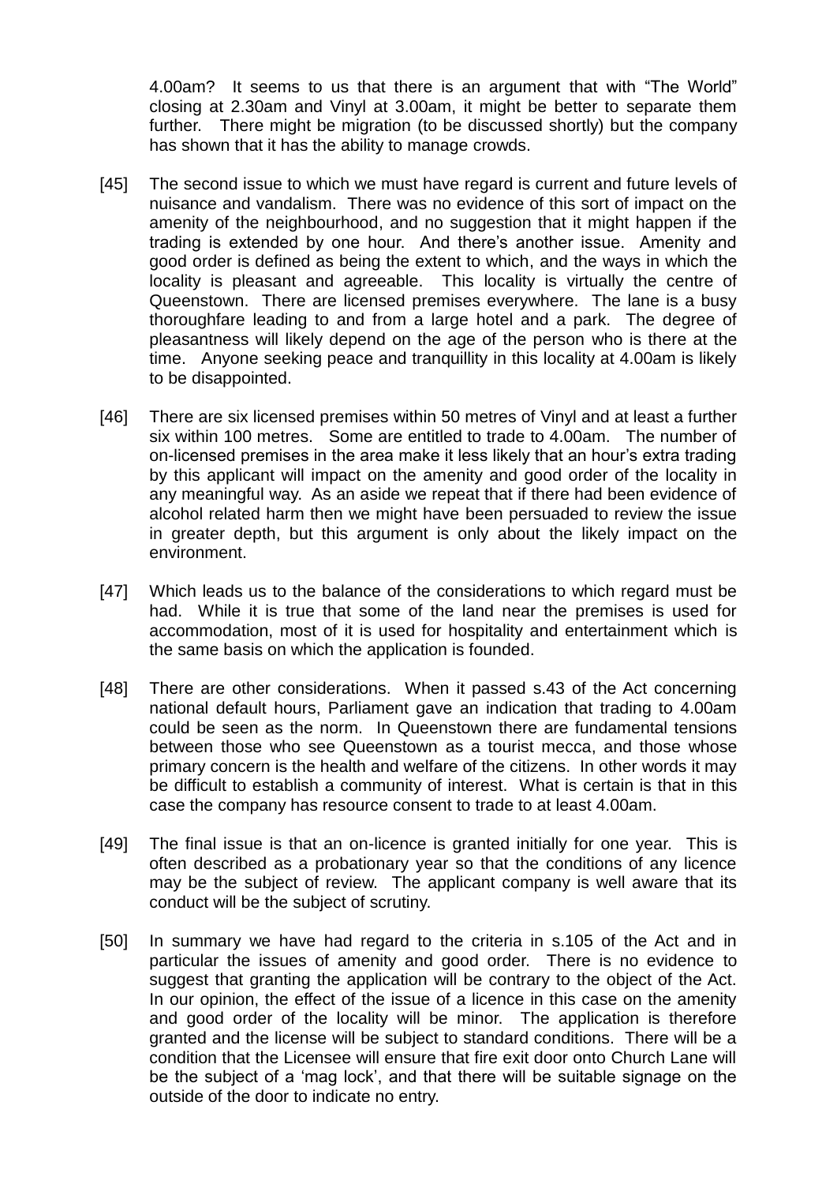4.00am? It seems to us that there is an argument that with "The World" closing at 2.30am and Vinyl at 3.00am, it might be better to separate them further. There might be migration (to be discussed shortly) but the company has shown that it has the ability to manage crowds.

[45] The second issue to which we must have regard is current and future levels of nuisance and vandalism. There was no evidence of this sort of impact on the amenity of the neighbourhood, and no suggestion that it might happen if the trading is extended by one hour. And there's another issue. Amenity and good order is defined as being the extent to which, and the ways in which the locality is pleasant and agreeable. This locality is virtually the centre of Queenstown. There are licensed premises everywhere. The lane is a busy thoroughfare leading to and from a large hotel and a park. The degree of pleasantness will likely depend on the age of the person who is there at the time. Anyone seeking peace and tranquillity in this locality at 4.00am is likely to be disappointed.

[46] There are six licensed premises within 50 metres of Vinyl and at least a further six within 100 metres. Some are entitled to trade to 4.00am. The number of on-licensed premises in the area make it less likely that an hour's extra trading by this applicant will impact on the amenity and good order of the locality in any meaningful way. As an aside we repeat that if there had been evidence of alcohol related harm then we might have been persuaded to review the issue in greater depth, but this argument is only about the likely impact on the environment.

[47] Which leads us to the balance of the considerations to which regard must be had. While it is true that some of the land near the premises is used for accommodation, most of it is used for hospitality and entertainment which is the same basis on which the application is founded.

[48] There are other considerations. When it passed s.43 of the Act concerning national default hours, Parliament gave an indication that trading to 4.00am could be seen as the norm. In Queenstown there are fundamental tensions between those who see Queenstown as a tourist mecca, and those whose primary concern is the health and welfare of the citizens. In other words it may be difficult to establish a community of interest. What is certain is that in this case the company has resource consent to trade to at least 4.00am.

[49] The final issue is that an on-licence is granted initially for one year. This is often described as a probationary year so that the conditions of any licence may be the subject of review. The applicant company is well aware that its conduct will be the subject of scrutiny.

[50] In summary we have had regard to the criteria in s.105 of the Act and in particular the issues of amenity and good order. There is no evidence to suggest that granting the application will be contrary to the object of the Act. In our opinion, the effect of the issue of a licence in this case on the amenity and good order of the locality will be minor. The application is therefore granted and the license will be subject to standard conditions. There will be a condition that the Licensee will ensure that fire exit door onto Church Lane will be the subject of a 'mag lock', and that there will be suitable signage on the outside of the door to indicate no entry.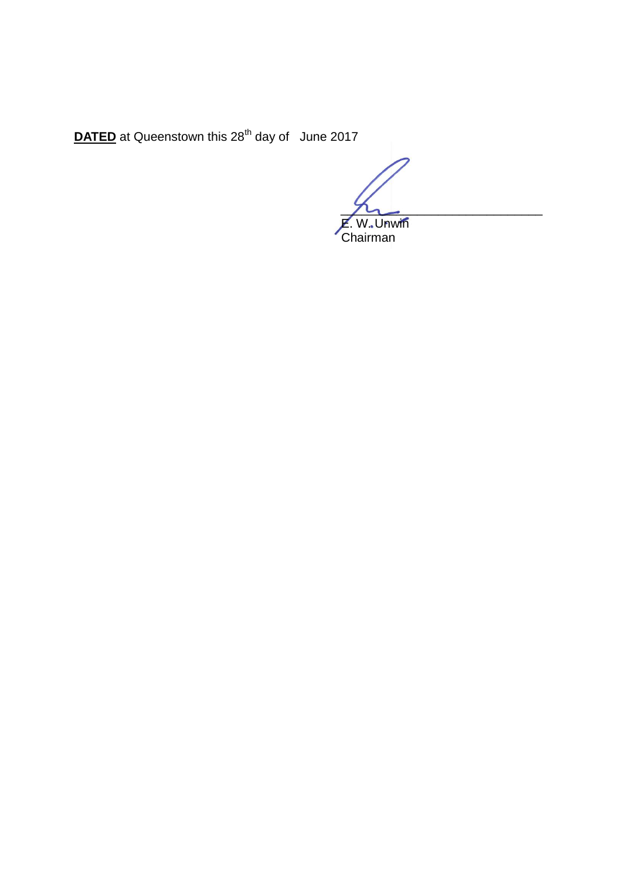**<u>DATED</u>** at Queenstown this 28th day of June 2017

\_\_\_\_\_\_\_\_\_\_\_\_\_\_\_\_\_\_\_\_\_\_\_\_\_\_\_\_\_\_

E. W. Unwin
Chairman